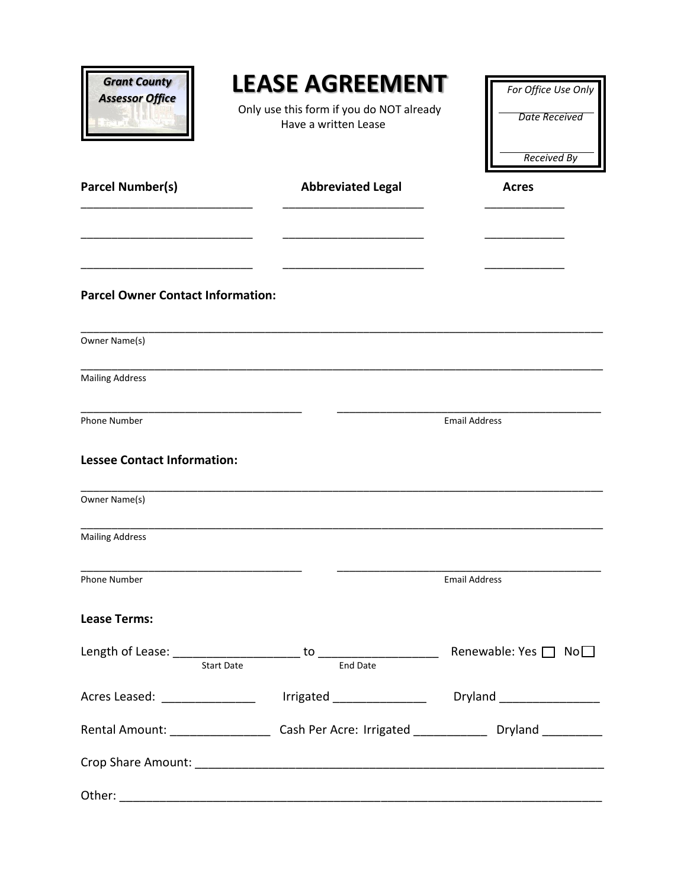**Grant County Assessor Office**

# LEASE AGREEMENT

Only use this form if you do NOT already Have a written Lease

*For Office Use Only*

_______________
*Date Received*

_______________
*Received By*

| **Parcel Number(s)** | **Abbreviated Legal** | **Acres** |
|---|---|---|
| ___________________________ | ______________________ | ____________ |
| ___________________________ | ______________________ | ____________ |
| ___________________________ | ______________________ | ____________ |

**Parcel Owner Contact Information:**

_________________________________________________________________________________
Owner Name(s)

_________________________________________________________________________________
Mailing Address

___________________________________ ___________________________________________
Phone Number Email Address

**Lessee Contact Information:**

_________________________________________________________________________________
Owner Name(s)

_________________________________________________________________________________
Mailing Address

___________________________________ ___________________________________________
Phone Number Email Address

**Lease Terms:**

Length of Lease: ___________________ to _________________ Renewable: Yes ☐ No ☐
Start Date End Date

Acres Leased: ______________ Irrigated ______________ Dryland _______________

Rental Amount: _______________ Cash Per Acre: Irrigated ___________ Dryland _________

Crop Share Amount: _____________________________________________________________

Other: ________________________________________________________________________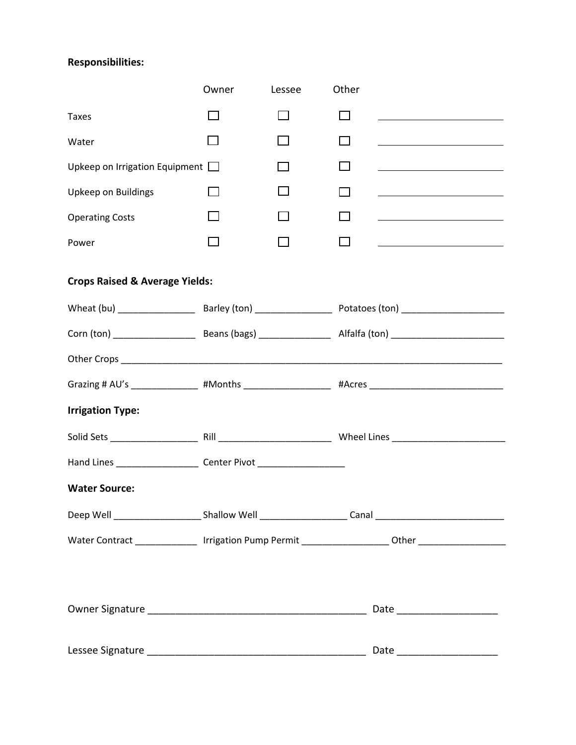**Responsibilities:**

| | Owner | Lessee | Other | |
|---|---|---|---|---|
| Taxes | ☐ | ☐ | ☐ | ________________________ |
| Water | ☐ | ☐ | ☐ | ________________________ |
| Upkeep on Irrigation Equipment | ☐ | ☐ | ☐ | ________________________ |
| Upkeep on Buildings | ☐ | ☐ | ☐ | ________________________ |
| Operating Costs | ☐ | ☐ | ☐ | ________________________ |
| Power | ☐ | ☐ | ☐ | ________________________ |

**Crops Raised & Average Yields:**

Wheat (bu) _______________ Barley (ton) _______________ Potatoes (ton) ____________________

Corn (ton) ________________ Beans (bags) ______________ Alfalfa (ton) ______________________

Other Crops ___________________________________________________________________________

Grazing # AU's _____________ #Months _________________ #Acres __________________________

**Irrigation Type:**

Solid Sets _________________ Rill ______________________ Wheel Lines ______________________

Hand Lines ________________ Center Pivot _________________

**Water Source:**

Deep Well _________________ Shallow Well _________________ Canal ________________________

Water Contract ____________ Irrigation Pump Permit _________________ Other _________________

Owner Signature ________________________________________ Date __________________

Lessee Signature ________________________________________ Date __________________